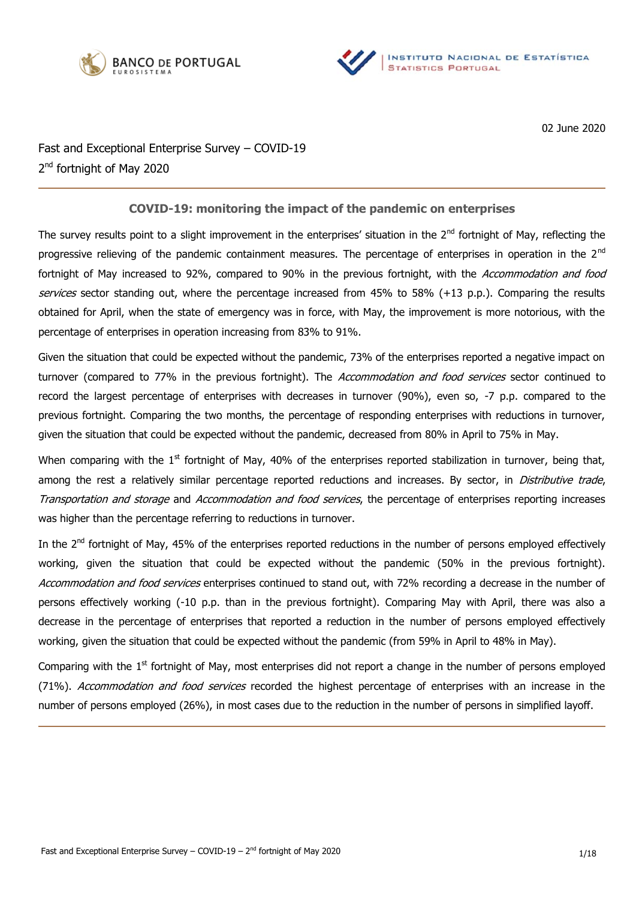02 June 2020

Fast and Exceptional Enterprise Survey – COVID-19
2nd fortnight of May 2020

## COVID-19: monitoring the impact of the pandemic on enterprises

The survey results point to a slight improvement in the enterprises' situation in the 2nd fortnight of May, reflecting the progressive relieving of the pandemic containment measures. The percentage of enterprises in operation in the 2nd fortnight of May increased to 92%, compared to 90% in the previous fortnight, with the *Accommodation and food services* sector standing out, where the percentage increased from 45% to 58% (+13 p.p.). Comparing the results obtained for April, when the state of emergency was in force, with May, the improvement is more notorious, with the percentage of enterprises in operation increasing from 83% to 91%.

Given the situation that could be expected without the pandemic, 73% of the enterprises reported a negative impact on turnover (compared to 77% in the previous fortnight). The *Accommodation and food services* sector continued to record the largest percentage of enterprises with decreases in turnover (90%), even so, -7 p.p. compared to the previous fortnight. Comparing the two months, the percentage of responding enterprises with reductions in turnover, given the situation that could be expected without the pandemic, decreased from 80% in April to 75% in May.

When comparing with the 1st fortnight of May, 40% of the enterprises reported stabilization in turnover, being that, among the rest a relatively similar percentage reported reductions and increases. By sector, in *Distributive trade*, *Transportation and storage* and *Accommodation and food services*, the percentage of enterprises reporting increases was higher than the percentage referring to reductions in turnover.

In the 2nd fortnight of May, 45% of the enterprises reported reductions in the number of persons employed effectively working, given the situation that could be expected without the pandemic (50% in the previous fortnight). *Accommodation and food services* enterprises continued to stand out, with 72% recording a decrease in the number of persons effectively working (-10 p.p. than in the previous fortnight). Comparing May with April, there was also a decrease in the percentage of enterprises that reported a reduction in the number of persons employed effectively working, given the situation that could be expected without the pandemic (from 59% in April to 48% in May).

Comparing with the 1st fortnight of May, most enterprises did not report a change in the number of persons employed (71%). *Accommodation and food services* recorded the highest percentage of enterprises with an increase in the number of persons employed (26%), in most cases due to the reduction in the number of persons in simplified layoff.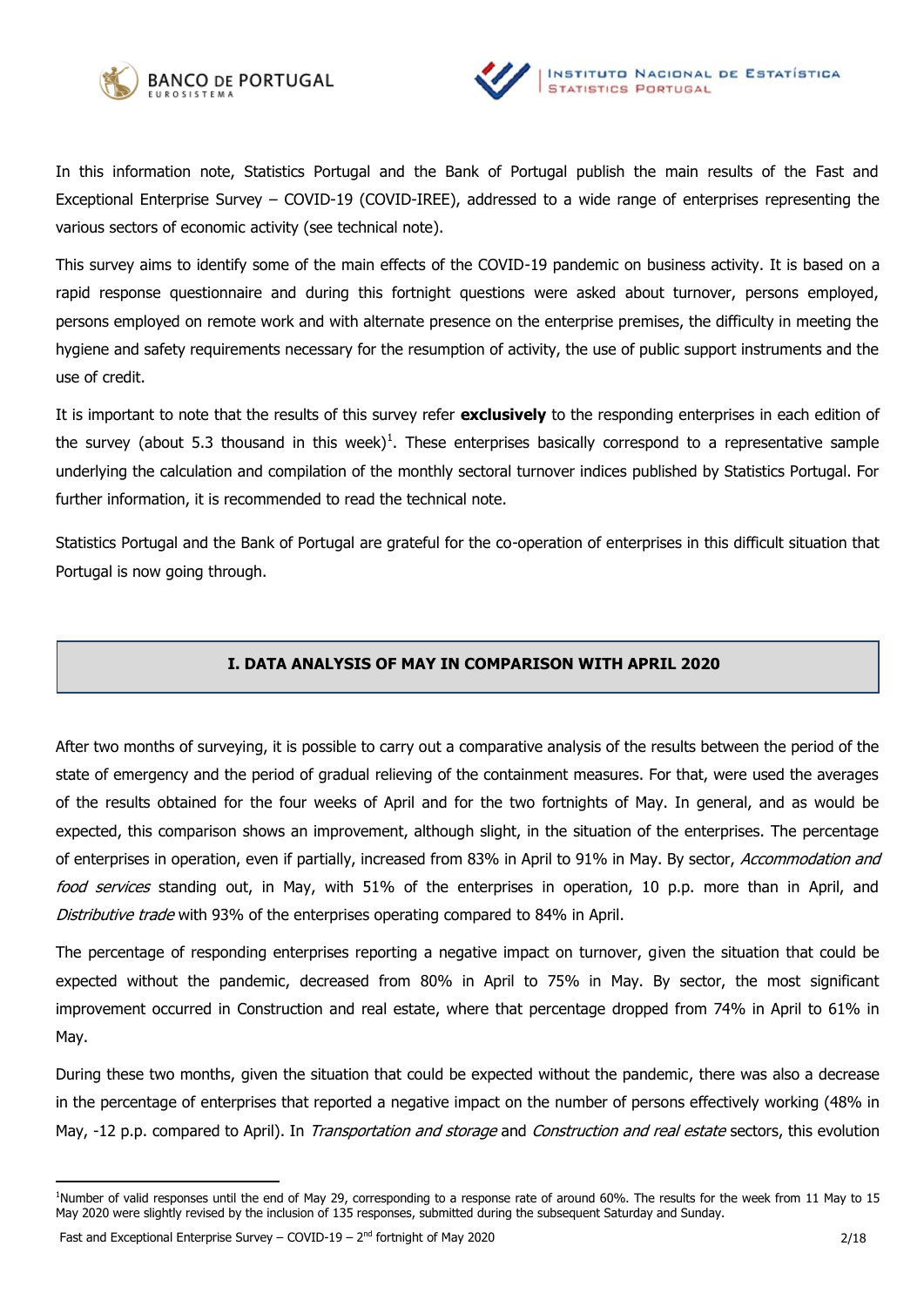In this information note, Statistics Portugal and the Bank of Portugal publish the main results of the Fast and Exceptional Enterprise Survey – COVID-19 (COVID-IREE), addressed to a wide range of enterprises representing the various sectors of economic activity (see technical note).

This survey aims to identify some of the main effects of the COVID-19 pandemic on business activity. It is based on a rapid response questionnaire and during this fortnight questions were asked about turnover, persons employed, persons employed on remote work and with alternate presence on the enterprise premises, the difficulty in meeting the hygiene and safety requirements necessary for the resumption of activity, the use of public support instruments and the use of credit.

It is important to note that the results of this survey refer **exclusively** to the responding enterprises in each edition of the survey (about 5.3 thousand in this week)[1]. These enterprises basically correspond to a representative sample underlying the calculation and compilation of the monthly sectoral turnover indices published by Statistics Portugal. For further information, it is recommended to read the technical note.

Statistics Portugal and the Bank of Portugal are grateful for the co-operation of enterprises in this difficult situation that Portugal is now going through.

## I. DATA ANALYSIS OF MAY IN COMPARISON WITH APRIL 2020

After two months of surveying, it is possible to carry out a comparative analysis of the results between the period of the state of emergency and the period of gradual relieving of the containment measures. For that, were used the averages of the results obtained for the four weeks of April and for the two fortnights of May. In general, and as would be expected, this comparison shows an improvement, although slight, in the situation of the enterprises. The percentage of enterprises in operation, even if partially, increased from 83% in April to 91% in May. By sector, *Accommodation and food services* standing out, in May, with 51% of the enterprises in operation, 10 p.p. more than in April, and *Distributive trade* with 93% of the enterprises operating compared to 84% in April.

The percentage of responding enterprises reporting a negative impact on turnover, given the situation that could be expected without the pandemic, decreased from 80% in April to 75% in May. By sector, the most significant improvement occurred in Construction and real estate, where that percentage dropped from 74% in April to 61% in May.

During these two months, given the situation that could be expected without the pandemic, there was also a decrease in the percentage of enterprises that reported a negative impact on the number of persons effectively working (48% in May, -12 p.p. compared to April). In *Transportation and storage* and *Construction and real estate* sectors, this evolution

[1]Number of valid responses until the end of May 29, corresponding to a response rate of around 60%. The results for the week from 11 May to 15 May 2020 were slightly revised by the inclusion of 135 responses, submitted during the subsequent Saturday and Sunday.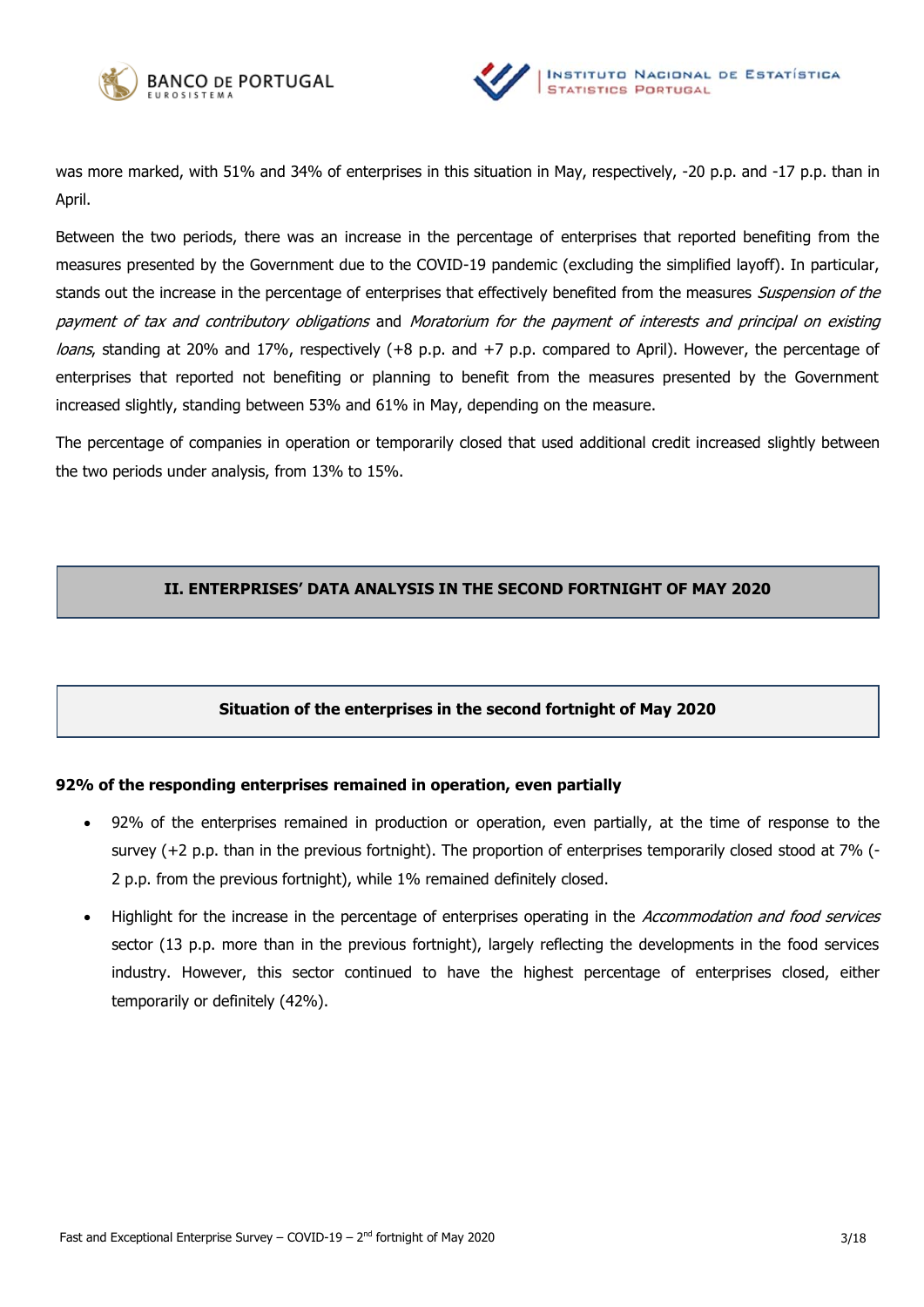was more marked, with 51% and 34% of enterprises in this situation in May, respectively, -20 p.p. and -17 p.p. than in April.

Between the two periods, there was an increase in the percentage of enterprises that reported benefiting from the measures presented by the Government due to the COVID-19 pandemic (excluding the simplified layoff). In particular, stands out the increase in the percentage of enterprises that effectively benefited from the measures *Suspension of the payment of tax and contributory obligations* and *Moratorium for the payment of interests and principal on existing loans*, standing at 20% and 17%, respectively (+8 p.p. and +7 p.p. compared to April). However, the percentage of enterprises that reported not benefiting or planning to benefit from the measures presented by the Government increased slightly, standing between 53% and 61% in May, depending on the measure.

The percentage of companies in operation or temporarily closed that used additional credit increased slightly between the two periods under analysis, from 13% to 15%.

## II. ENTERPRISES' DATA ANALYSIS IN THE SECOND FORTNIGHT OF MAY 2020

### Situation of the enterprises in the second fortnight of May 2020

**92% of the responding enterprises remained in operation, even partially**

- 92% of the enterprises remained in production or operation, even partially, at the time of response to the survey (+2 p.p. than in the previous fortnight). The proportion of enterprises temporarily closed stood at 7% (-2 p.p. from the previous fortnight), while 1% remained definitely closed.
- Highlight for the increase in the percentage of enterprises operating in the *Accommodation and food services* sector (13 p.p. more than in the previous fortnight), largely reflecting the developments in the food services industry. However, this sector continued to have the highest percentage of enterprises closed, either temporarily or definitely (42%).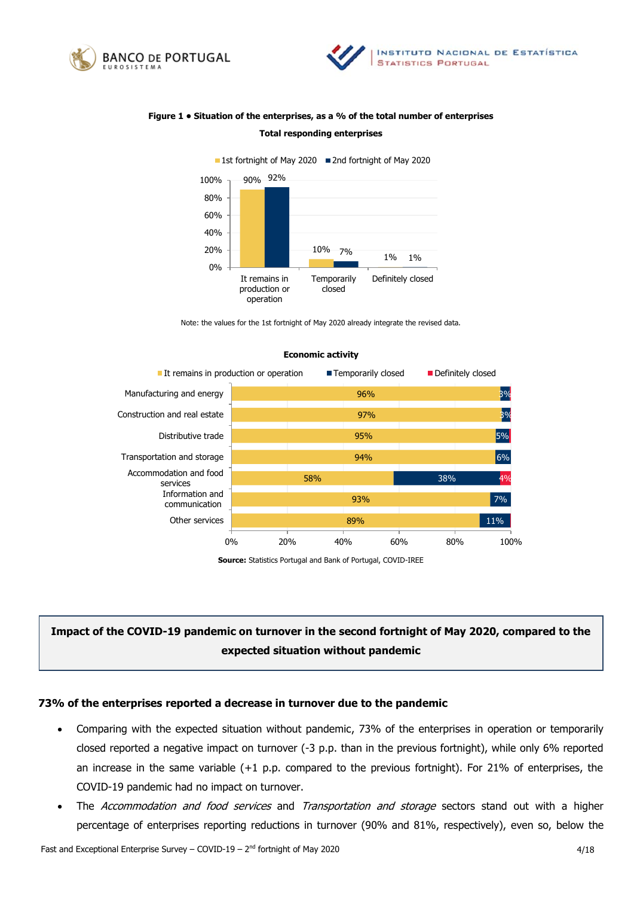**Figure 1 • Situation of the enterprises, as a % of the total number of enterprises**

**Total responding enterprises**

| | 1st fortnight of May 2020 | 2nd fortnight of May 2020 |
|---|---|---|
| It remains in production or operation | 90% | 92% |
| Temporarily closed | 10% | 7% |
| Definitely closed | 1% | 1% |

Note: the values for the 1st fortnight of May 2020 already integrate the revised data.

**Economic activity**

| | It remains in production or operation | Temporarily closed | Definitely closed |
|---|---|---|---|
| Manufacturing and energy | 96% | 3% | |
| Construction and real estate | 97% | 3% | |
| Distributive trade | 95% | 5% | |
| Transportation and storage | 94% | 6% | |
| Accommodation and food services | 58% | 38% | 4% |
| Information and communication | 93% | 7% | |
| Other services | 89% | 11% | |

**Source:** Statistics Portugal and Bank of Portugal, COVID-IREE

## Impact of the COVID-19 pandemic on turnover in the second fortnight of May 2020, compared to the expected situation without pandemic

### 73% of the enterprises reported a decrease in turnover due to the pandemic

- Comparing with the expected situation without pandemic, 73% of the enterprises in operation or temporarily closed reported a negative impact on turnover (-3 p.p. than in the previous fortnight), while only 6% reported an increase in the same variable (+1 p.p. compared to the previous fortnight). For 21% of enterprises, the COVID-19 pandemic had no impact on turnover.
- The *Accommodation and food services* and *Transportation and storage* sectors stand out with a higher percentage of enterprises reporting reductions in turnover (90% and 81%, respectively), even so, below the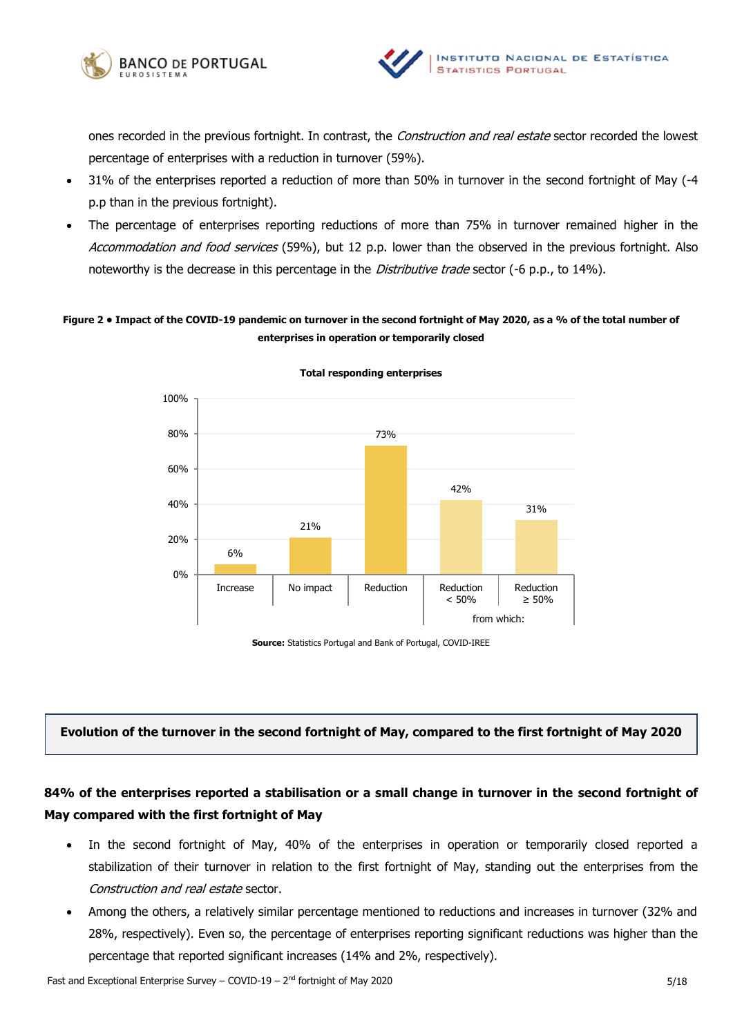ones recorded in the previous fortnight. In contrast, the *Construction and real estate* sector recorded the lowest percentage of enterprises with a reduction in turnover (59%).

- 31% of the enterprises reported a reduction of more than 50% in turnover in the second fortnight of May (-4 p.p than in the previous fortnight).
- The percentage of enterprises reporting reductions of more than 75% in turnover remained higher in the *Accommodation and food services* (59%), but 12 p.p. lower than the observed in the previous fortnight. Also noteworthy is the decrease in this percentage in the *Distributive trade* sector (-6 p.p., to 14%).

**Figure 2 • Impact of the COVID-19 pandemic on turnover in the second fortnight of May 2020, as a % of the total number of enterprises in operation or temporarily closed**

**Total responding enterprises**

| Increase | No impact | Reduction | Reduction < 50% (from which:) | Reduction ≥ 50% (from which:) |
|---|---|---|---|---|
| 6% | 21% | 73% | 42% | 31% |

**Source:** Statistics Portugal and Bank of Portugal, COVID-IREE

## Evolution of the turnover in the second fortnight of May, compared to the first fortnight of May 2020

### 84% of the enterprises reported a stabilisation or a small change in turnover in the second fortnight of May compared with the first fortnight of May

- In the second fortnight of May, 40% of the enterprises in operation or temporarily closed reported a stabilization of their turnover in relation to the first fortnight of May, standing out the enterprises from the *Construction and real estate* sector.
- Among the others, a relatively similar percentage mentioned to reductions and increases in turnover (32% and 28%, respectively). Even so, the percentage of enterprises reporting significant reductions was higher than the percentage that reported significant increases (14% and 2%, respectively).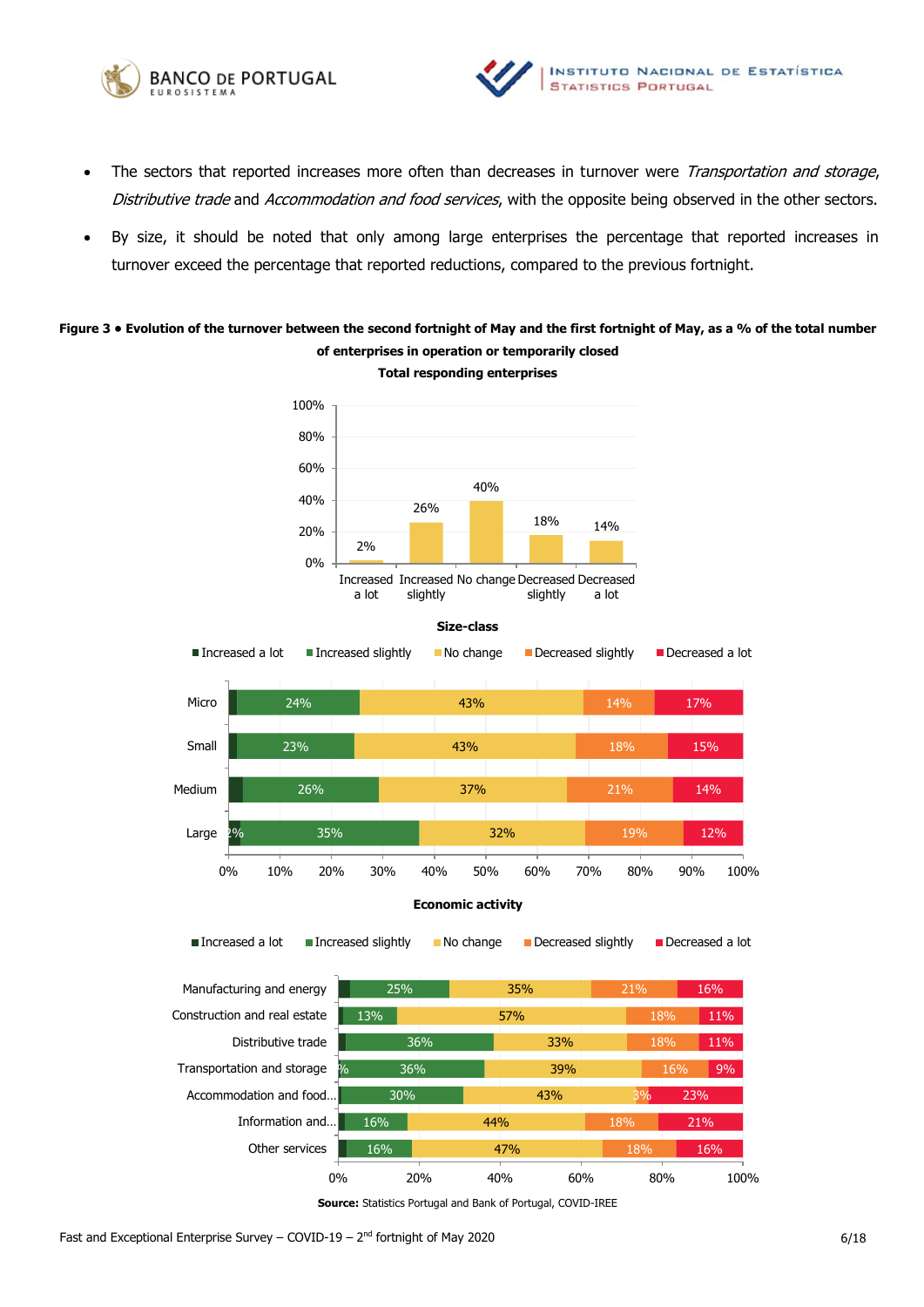- The sectors that reported increases more often than decreases in turnover were *Transportation and storage*, *Distributive trade* and *Accommodation and food services*, with the opposite being observed in the other sectors.
- By size, it should be noted that only among large enterprises the percentage that reported increases in turnover exceed the percentage that reported reductions, compared to the previous fortnight.

**Figure 3 • Evolution of the turnover between the second fortnight of May and the first fortnight of May, as a % of the total number of enterprises in operation or temporarily closed**

**Total responding enterprises**

| Increased a lot | Increased slightly | No change | Decreased slightly | Decreased a lot |
|---|---|---|---|---|
| 2% | 26% | 40% | 18% | 14% |

**Size-class**

| | Increased a lot | Increased slightly | No change | Decreased slightly | Decreased a lot |
|---|---|---|---|---|---|
| Micro | | 24% | 43% | 14% | 17% |
| Small | | 23% | 43% | 18% | 15% |
| Medium | | 26% | 37% | 21% | 14% |
| Large | 2% | 35% | 32% | 19% | 12% |

**Economic activity**

| | Increased a lot | Increased slightly | No change | Decreased slightly | Decreased a lot |
|---|---|---|---|---|---|
| Manufacturing and energy | | 25% | 35% | 21% | 16% |
| Construction and real estate | | 13% | 57% | 18% | 11% |
| Distributive trade | | 36% | 33% | 18% | 11% |
| Transportation and storage | % | 36% | 39% | 16% | 9% |
| Accommodation and food... | | 30% | 43% | 3% | 23% |
| Information and... | | 16% | 44% | 18% | 21% |
| Other services | | 16% | 47% | 18% | 16% |

**Source:** Statistics Portugal and Bank of Portugal, COVID-IREE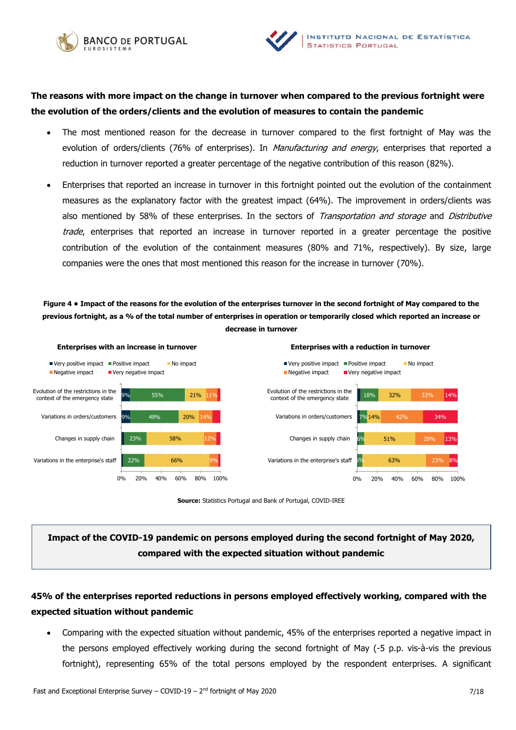**The reasons with more impact on the change in turnover when compared to the previous fortnight were the evolution of the orders/clients and the evolution of measures to contain the pandemic**

- The most mentioned reason for the decrease in turnover compared to the first fortnight of May was the evolution of orders/clients (76% of enterprises). In *Manufacturing and energy*, enterprises that reported a reduction in turnover reported a greater percentage of the negative contribution of this reason (82%).
- Enterprises that reported an increase in turnover in this fortnight pointed out the evolution of the containment measures as the explanatory factor with the greatest impact (64%). The improvement in orders/clients was also mentioned by 58% of these enterprises. In the sectors of *Transportation and storage* and *Distributive trade*, enterprises that reported an increase in turnover reported in a greater percentage the positive contribution of the evolution of the containment measures (80% and 71%, respectively). By size, large companies were the ones that most mentioned this reason for the increase in turnover (70%).

**Figure 4 • Impact of the reasons for the evolution of the enterprises turnover in the second fortnight of May compared to the previous fortnight, as a % of the total number of enterprises in operation or temporarily closed which reported an increase or decrease in turnover**

**Enterprises with an increase in turnover**

| Reason | Very positive impact | Positive impact | No impact | Negative impact | Very negative impact |
|---|---|---|---|---|---|
| Evolution of the restrictions in the context of the emergency state | 9% | 55% | 21% | 11% | |
| Variations in orders/customers | 9% | 49% | 20% | 14% | |
| Changes in supply chain | | 23% | 58% | 12% | |
| Variations in the enterprise's staff | | 22% | 66% | 9% | |

**Enterprises with a reduction in turnover**

| Reason | Very positive impact | Positive impact | No impact | Negative impact | Very negative impact |
|---|---|---|---|---|---|
| Evolution of the restrictions in the context of the emergency state | | 18% | 32% | 33% | 14% |
| Variations in orders/customers | | 7% | 14% | 42% | 34% |
| Changes in supply chain | | 6% | 51% | 29% | 13% |
| Variations in the enterprise's staff | | 5% | 63% | 23% | 8% |

**Source:** Statistics Portugal and Bank of Portugal, COVID-IREE

## Impact of the COVID-19 pandemic on persons employed during the second fortnight of May 2020, compared with the expected situation without pandemic

**45% of the enterprises reported reductions in persons employed effectively working, compared with the expected situation without pandemic**

- Comparing with the expected situation without pandemic, 45% of the enterprises reported a negative impact in the persons employed effectively working during the second fortnight of May (-5 p.p. vis-à-vis the previous fortnight), representing 65% of the total persons employed by the respondent enterprises. A significant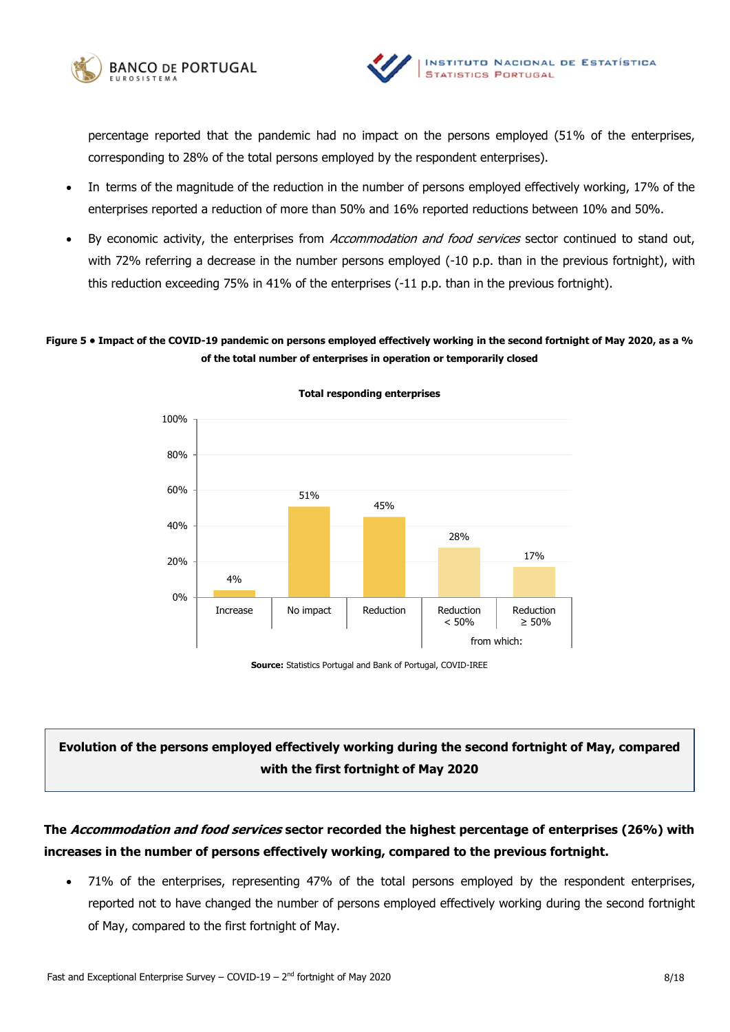percentage reported that the pandemic had no impact on the persons employed (51% of the enterprises, corresponding to 28% of the total persons employed by the respondent enterprises).

- In terms of the magnitude of the reduction in the number of persons employed effectively working, 17% of the enterprises reported a reduction of more than 50% and 16% reported reductions between 10% and 50%.
- By economic activity, the enterprises from *Accommodation and food services* sector continued to stand out, with 72% referring a decrease in the number persons employed (-10 p.p. than in the previous fortnight), with this reduction exceeding 75% in 41% of the enterprises (-11 p.p. than in the previous fortnight).

**Figure 5 • Impact of the COVID-19 pandemic on persons employed effectively working in the second fortnight of May 2020, as a % of the total number of enterprises in operation or temporarily closed**

**Total responding enterprises**

| Increase | No impact | Reduction | Reduction < 50% (from which:) | Reduction ≥ 50% (from which:) |
|---|---|---|---|---|
| 4% | 51% | 45% | 28% | 17% |

**Source:** Statistics Portugal and Bank of Portugal, COVID-IREE

**Evolution of the persons employed effectively working during the second fortnight of May, compared with the first fortnight of May 2020**

**The *Accommodation and food services* sector recorded the highest percentage of enterprises (26%) with increases in the number of persons effectively working, compared to the previous fortnight.**

- 71% of the enterprises, representing 47% of the total persons employed by the respondent enterprises, reported not to have changed the number of persons employed effectively working during the second fortnight of May, compared to the first fortnight of May.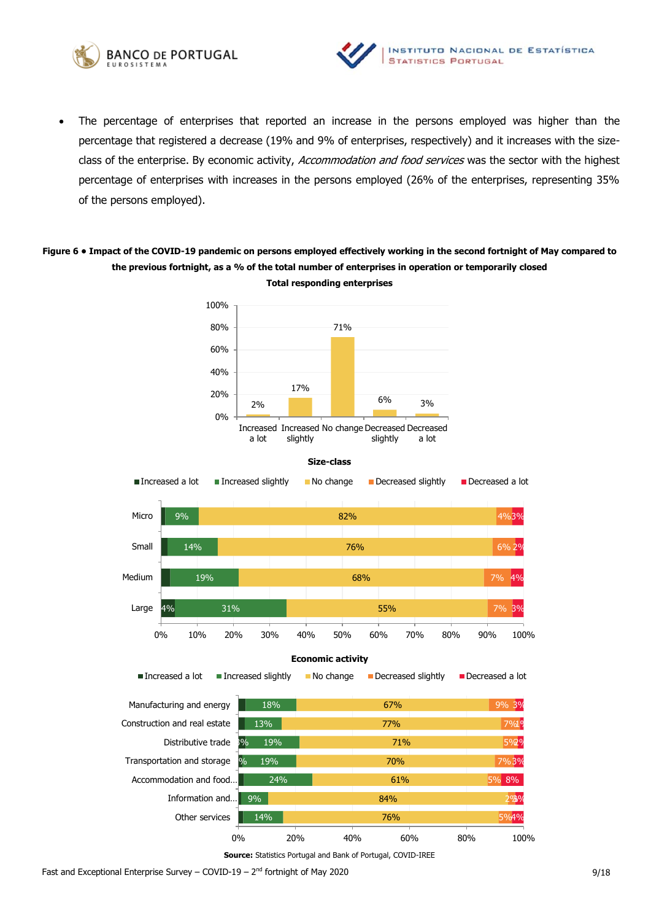- The percentage of enterprises that reported an increase in the persons employed was higher than the percentage that registered a decrease (19% and 9% of enterprises, respectively) and it increases with the size-class of the enterprise. By economic activity, *Accommodation and food services* was the sector with the highest percentage of enterprises with increases in the persons employed (26% of the enterprises, representing 35% of the persons employed).

**Figure 6 • Impact of the COVID-19 pandemic on persons employed effectively working in the second fortnight of May compared to the previous fortnight, as a % of the total number of enterprises in operation or temporarily closed**

**Total responding enterprises**

| Increased a lot | Increased slightly | No change | Decreased slightly | Decreased a lot |
|---|---|---|---|---|
| 2% | 17% | 71% | 6% | 3% |

**Size-class**

| | Increased a lot | Increased slightly | No change | Decreased slightly | Decreased a lot |
|---|---|---|---|---|---|
| Micro | | 9% | 82% | 4% | 3% |
| Small | | 14% | 76% | 6% | 2% |
| Medium | | 19% | 68% | 7% | 4% |
| Large | 4% | 31% | 55% | 7% | 3% |

**Economic activity**

| | Increased a lot | Increased slightly | No change | Decreased slightly | Decreased a lot |
|---|---|---|---|---|---|
| Manufacturing and energy | | 18% | 67% | 9% | 3% |
| Construction and real estate | | 13% | 77% | 7% | 1% |
| Distributive trade | 3% | 19% | 71% | 5% | 2% |
| Transportation and storage | % | 19% | 70% | 7% | 3% |
| Accommodation and food... | | 24% | 61% | 5% | 8% |
| Information and... | | 9% | 84% | 2% | 3% |
| Other services | | 14% | 76% | 5% | 4% |

**Source:** Statistics Portugal and Bank of Portugal, COVID-IREE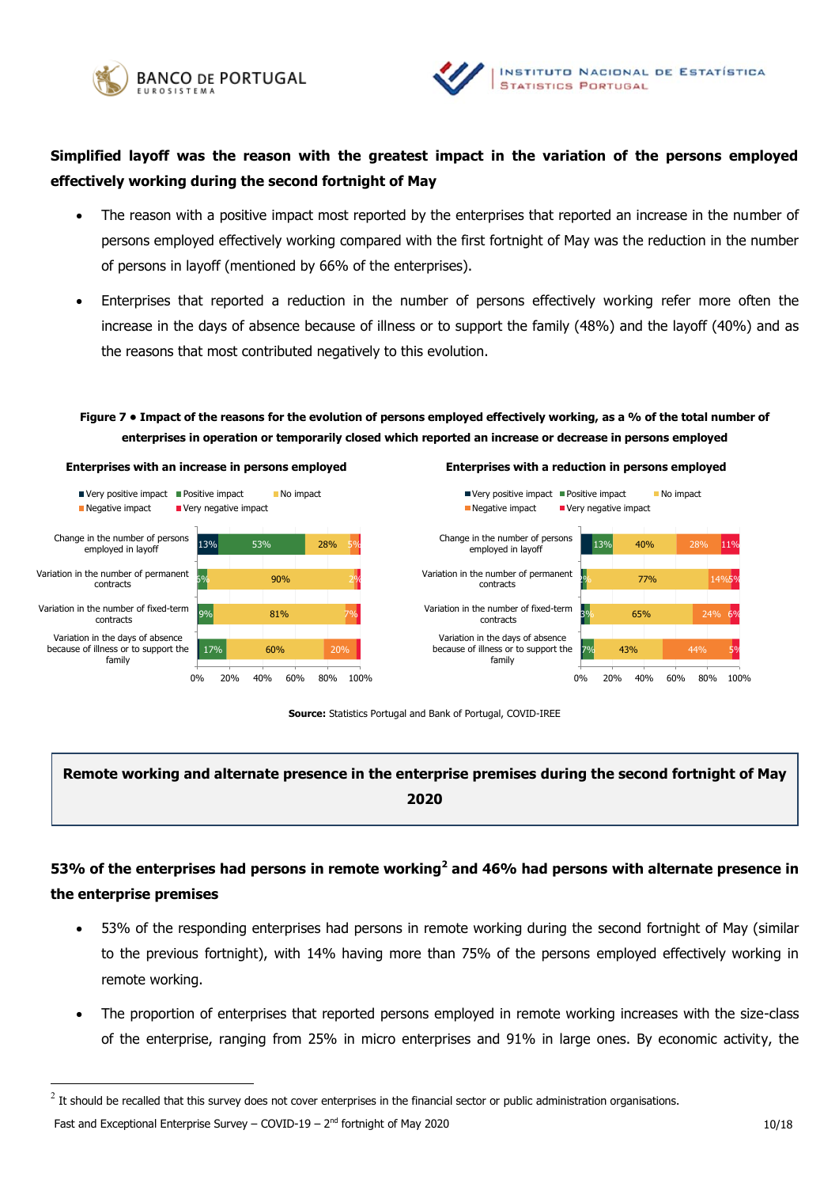**Simplified layoff was the reason with the greatest impact in the variation of the persons employed effectively working during the second fortnight of May**

- The reason with a positive impact most reported by the enterprises that reported an increase in the number of persons employed effectively working compared with the first fortnight of May was the reduction in the number of persons in layoff (mentioned by 66% of the enterprises).
- Enterprises that reported a reduction in the number of persons effectively working refer more often the increase in the days of absence because of illness or to support the family (48%) and the layoff (40%) and as the reasons that most contributed negatively to this evolution.

**Figure 7 • Impact of the reasons for the evolution of persons employed effectively working, as a % of the total number of enterprises in operation or temporarily closed which reported an increase or decrease in persons employed**

**Enterprises with an increase in persons employed**

| | Very positive impact | Positive impact | No impact | Negative impact | Very negative impact |
|---|---|---|---|---|---|
| Change in the number of persons employed in layoff | 13% | 53% | 28% | 5% | |
| Variation in the number of permanent contracts | | 6% | 90% | 2% | |
| Variation in the number of fixed-term contracts | | 9% | 81% | 7% | |
| Variation in the days of absence because of illness or to support the family | | 17% | 60% | 20% | |

**Enterprises with a reduction in persons employed**

| | Very positive impact | Positive impact | No impact | Negative impact | Very negative impact |
|---|---|---|---|---|---|
| Change in the number of persons employed in layoff | | 13% | 40% | 28% | 11% |
| Variation in the number of permanent contracts | | 2% | 77% | 14% | 5% |
| Variation in the number of fixed-term contracts | | 3% | 65% | 24% | 6% |
| Variation in the days of absence because of illness or to support the family | | 7% | 43% | 44% | 5% |

**Source:** Statistics Portugal and Bank of Portugal, COVID-IREE

## Remote working and alternate presence in the enterprise premises during the second fortnight of May 2020

**53% of the enterprises had persons in remote working[2] and 46% had persons with alternate presence in the enterprise premises**

- 53% of the responding enterprises had persons in remote working during the second fortnight of May (similar to the previous fortnight), with 14% having more than 75% of the persons employed effectively working in remote working.
- The proportion of enterprises that reported persons employed in remote working increases with the size-class of the enterprise, ranging from 25% in micro enterprises and 91% in large ones. By economic activity, the

[2] It should be recalled that this survey does not cover enterprises in the financial sector or public administration organisations.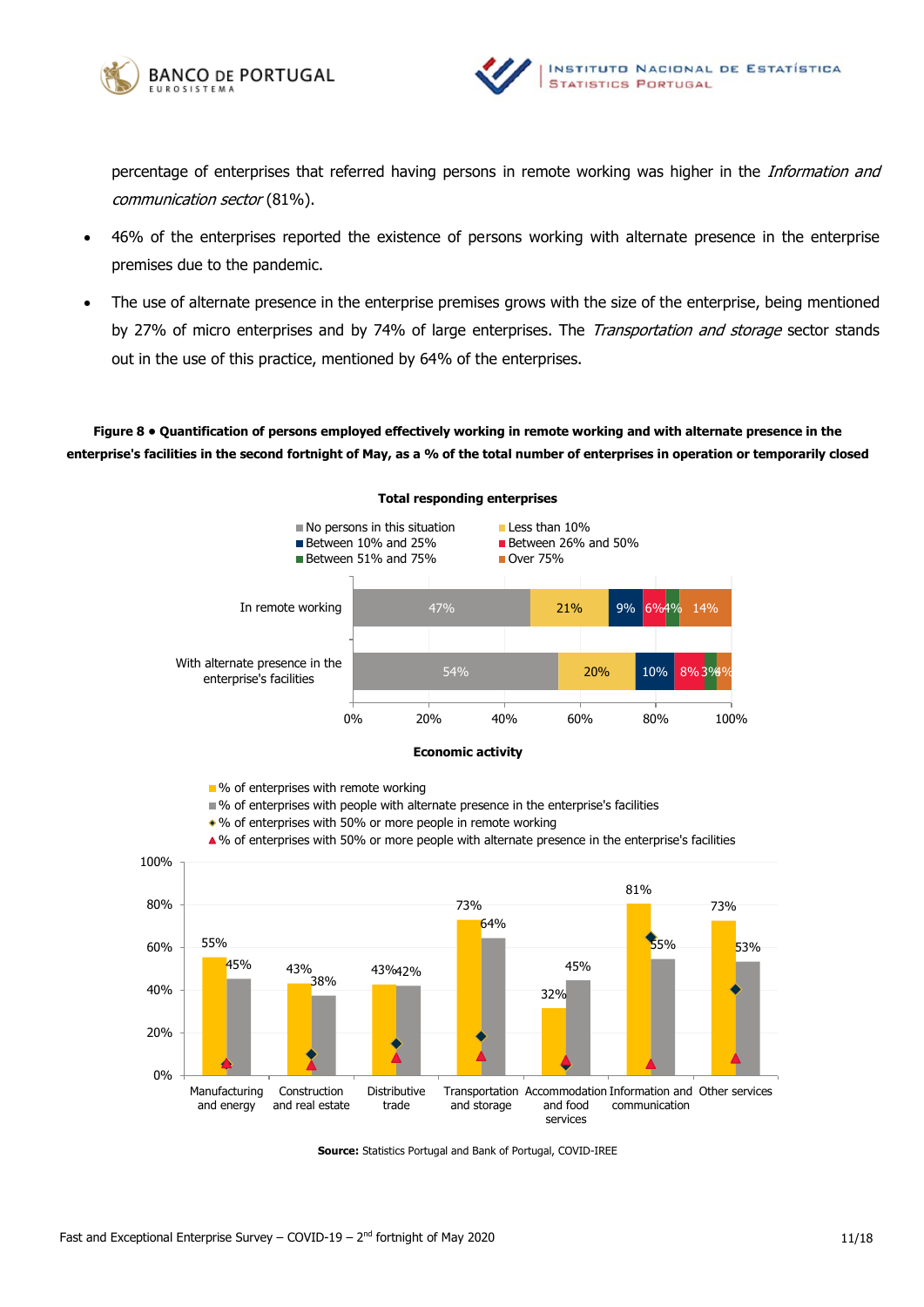percentage of enterprises that referred having persons in remote working was higher in the *Information and communication sector* (81%).

- 46% of the enterprises reported the existence of persons working with alternate presence in the enterprise premises due to the pandemic.
- The use of alternate presence in the enterprise premises grows with the size of the enterprise, being mentioned by 27% of micro enterprises and by 74% of large enterprises. The *Transportation and storage* sector stands out in the use of this practice, mentioned by 64% of the enterprises.

**Figure 8 • Quantification of persons employed effectively working in remote working and with alternate presence in the enterprise's facilities in the second fortnight of May, as a % of the total number of enterprises in operation or temporarily closed**

**Total responding enterprises**

| | No persons in this situation | Less than 10% | Between 10% and 25% | Between 26% and 50% | Between 51% and 75% | Over 75% |
|---|---|---|---|---|---|---|
| In remote working | 47% | 21% | 9% | 6% | 4% | 14% |
| With alternate presence in the enterprise's facilities | 54% | 20% | 10% | 8% | 3% | 4% |

**Economic activity**

| | % of enterprises with remote working | % of enterprises with people with alternate presence in the enterprise's facilities |
|---|---|---|
| Manufacturing and energy | 55% | 45% |
| Construction and real estate | 43% | 38% |
| Distributive trade | 43% | 42% |
| Transportation and storage | 73% | 64% |
| Accommodation and food services | 32% | 45% |
| Information and communication | 81% | 55% |
| Other services | 73% | 53% |

**Source:** Statistics Portugal and Bank of Portugal, COVID-IREE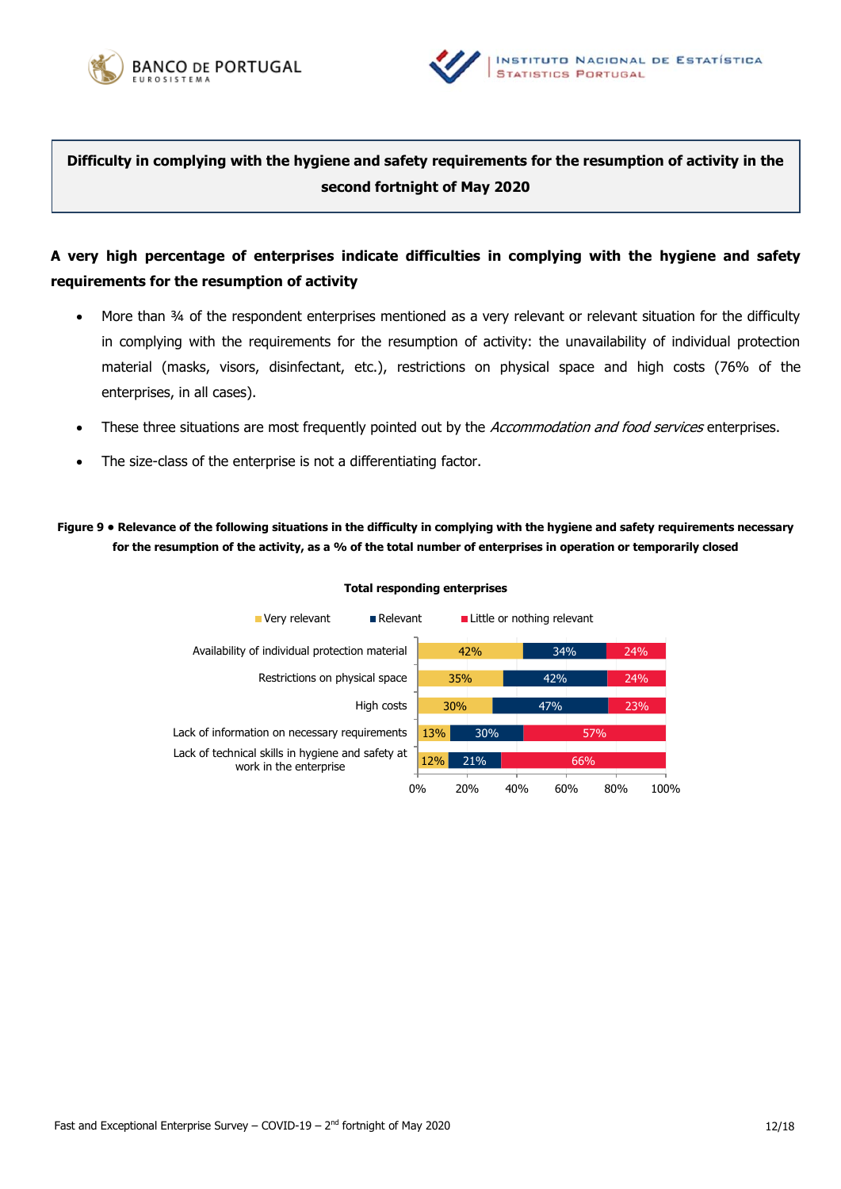**Difficulty in complying with the hygiene and safety requirements for the resumption of activity in the second fortnight of May 2020**

**A very high percentage of enterprises indicate difficulties in complying with the hygiene and safety requirements for the resumption of activity**

- More than ¾ of the respondent enterprises mentioned as a very relevant or relevant situation for the difficulty in complying with the requirements for the resumption of activity: the unavailability of individual protection material (masks, visors, disinfectant, etc.), restrictions on physical space and high costs (76% of the enterprises, in all cases).
- These three situations are most frequently pointed out by the *Accommodation and food services* enterprises.
- The size-class of the enterprise is not a differentiating factor.

**Figure 9 • Relevance of the following situations in the difficulty in complying with the hygiene and safety requirements necessary for the resumption of the activity, as a % of the total number of enterprises in operation or temporarily closed**

**Total responding enterprises**

| | Very relevant | Relevant | Little or nothing relevant |
|---|---|---|---|
| Availability of individual protection material | 42% | 34% | 24% |
| Restrictions on physical space | 35% | 42% | 24% |
| High costs | 30% | 47% | 23% |
| Lack of information on necessary requirements | 13% | 30% | 57% |
| Lack of technical skills in hygiene and safety at work in the enterprise | 12% | 21% | 66% |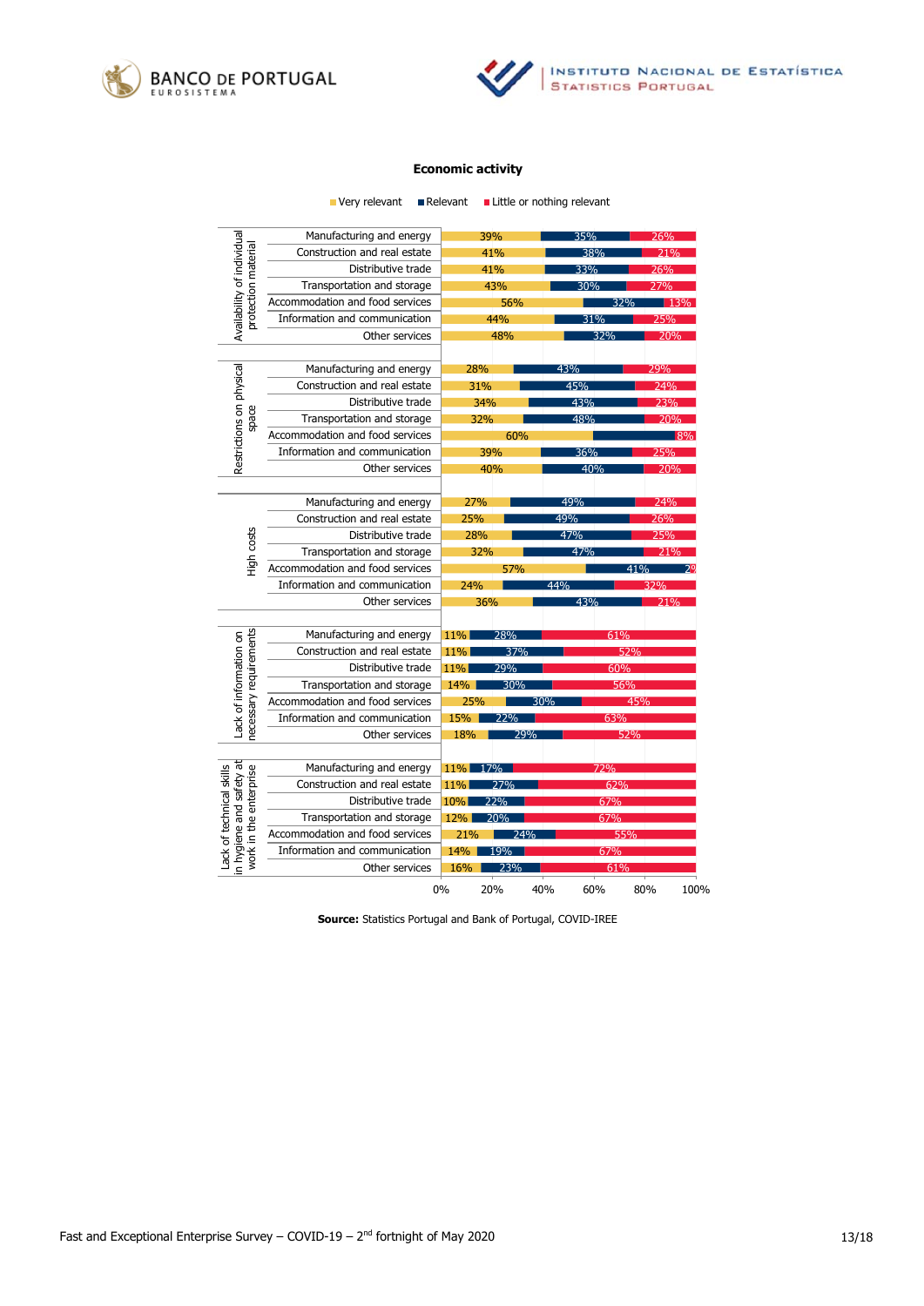**Economic activity**

| Category | Economic activity | Very relevant | Relevant | Little or nothing relevant |
| --- | --- | --- | --- | --- |
| Availability of individual protection material | Manufacturing and energy | 39% | 35% | 26% |
| | Construction and real estate | 41% | 38% | 21% |
| | Distributive trade | 41% | 33% | 26% |
| | Transportation and storage | 43% | 30% | 27% |
| | Accommodation and food services | 56% | 32% | 13% |
| | Information and communication | 44% | 31% | 25% |
| | Other services | 48% | 32% | 20% |
| Restrictions on physical space | Manufacturing and energy | 28% | 43% | 29% |
| | Construction and real estate | 31% | 45% | 24% |
| | Distributive trade | 34% | 43% | 23% |
| | Transportation and storage | 32% | 48% | 20% |
| | Accommodation and food services | 60% | | 8% |
| | Information and communication | 39% | 36% | 25% |
| | Other services | 40% | 40% | 20% |
| High costs | Manufacturing and energy | 27% | 49% | 24% |
| | Construction and real estate | 25% | 49% | 26% |
| | Distributive trade | 28% | 47% | 25% |
| | Transportation and storage | 32% | 47% | 21% |
| | Accommodation and food services | 57% | 41% | 2% |
| | Information and communication | 24% | 44% | 32% |
| | Other services | 36% | 43% | 21% |
| Lack of information on necessary requirements | Manufacturing and energy | 11% | 28% | 61% |
| | Construction and real estate | 11% | 37% | 52% |
| | Distributive trade | 11% | 29% | 60% |
| | Transportation and storage | 14% | 30% | 56% |
| | Accommodation and food services | 25% | 30% | 45% |
| | Information and communication | 15% | 22% | 63% |
| | Other services | 18% | 29% | 52% |
| Lack of technical skills in hygiene and safety at work in the enterprise | Manufacturing and energy | 11% | 17% | 72% |
| | Construction and real estate | 11% | 27% | 62% |
| | Distributive trade | 10% | 22% | 67% |
| | Transportation and storage | 12% | 20% | 67% |
| | Accommodation and food services | 21% | 24% | 55% |
| | Information and communication | 14% | 19% | 67% |
| | Other services | 16% | 23% | 61% |

**Source:** Statistics Portugal and Bank of Portugal, COVID-IREE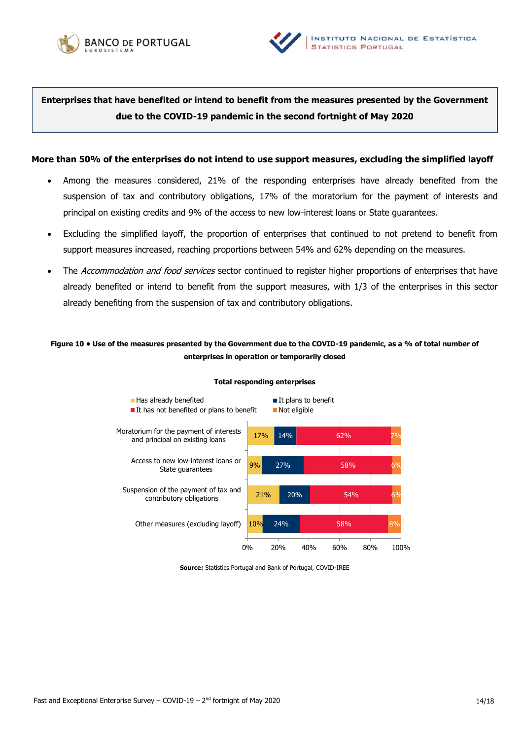**Enterprises that have benefited or intend to benefit from the measures presented by the Government due to the COVID-19 pandemic in the second fortnight of May 2020**

## More than 50% of the enterprises do not intend to use support measures, excluding the simplified layoff

- Among the measures considered, 21% of the responding enterprises have already benefited from the suspension of tax and contributory obligations, 17% of the moratorium for the payment of interests and principal on existing credits and 9% of the access to new low-interest loans or State guarantees.
- Excluding the simplified layoff, the proportion of enterprises that continued to not pretend to benefit from support measures increased, reaching proportions between 54% and 62% depending on the measures.
- The *Accommodation and food services* sector continued to register higher proportions of enterprises that have already benefited or intend to benefit from the support measures, with 1/3 of the enterprises in this sector already benefiting from the suspension of tax and contributory obligations.

**Figure 10 • Use of the measures presented by the Government due to the COVID-19 pandemic, as a % of total number of enterprises in operation or temporarily closed**

**Total responding enterprises**

| | Has already benefited | It plans to benefit | It has not benefited or plans to benefit | Not eligible |
|---|---|---|---|---|
| Moratorium for the payment of interests and principal on existing loans | 17% | 14% | 62% | 7% |
| Access to new low-interest loans or State guarantees | 9% | 27% | 58% | 6% |
| Suspension of the payment of tax and contributory obligations | 21% | 20% | 54% | 6% |
| Other measures (excluding layoff) | 10% | 24% | 58% | 8% |

**Source:** Statistics Portugal and Bank of Portugal, COVID-IREE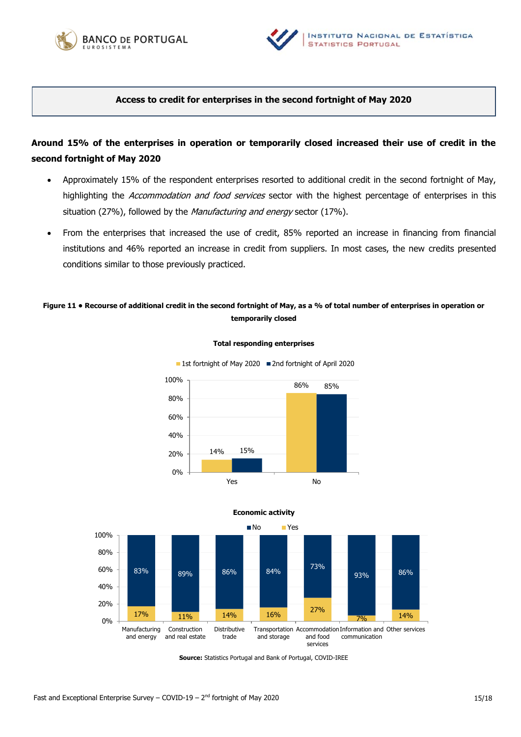**Access to credit for enterprises in the second fortnight of May 2020**

## Around 15% of the enterprises in operation or temporarily closed increased their use of credit in the second fortnight of May 2020

- Approximately 15% of the respondent enterprises resorted to additional credit in the second fortnight of May, highlighting the *Accommodation and food services* sector with the highest percentage of enterprises in this situation (27%), followed by the *Manufacturing and energy* sector (17%).
- From the enterprises that increased the use of credit, 85% reported an increase in financing from financial institutions and 46% reported an increase in credit from suppliers. In most cases, the new credits presented conditions similar to those previously practiced.

**Figure 11 • Recourse of additional credit in the second fortnight of May, as a % of total number of enterprises in operation or temporarily closed**

**Total responding enterprises**

| | 1st fortnight of May 2020 | 2nd fortnight of April 2020 |
|---|---|---|
| Yes | 14% | 15% |
| No | 86% | 85% |

**Economic activity**

| | No | Yes |
|---|---|---|
| Manufacturing and energy | 83% | 17% |
| Construction and real estate | 89% | 11% |
| Distributive trade | 86% | 14% |
| Transportation and storage | 84% | 16% |
| Accommodation and food services | 73% | 27% |
| Information and communication | 93% | 7% |
| Other services | 86% | 14% |

**Source:** Statistics Portugal and Bank of Portugal, COVID-IREE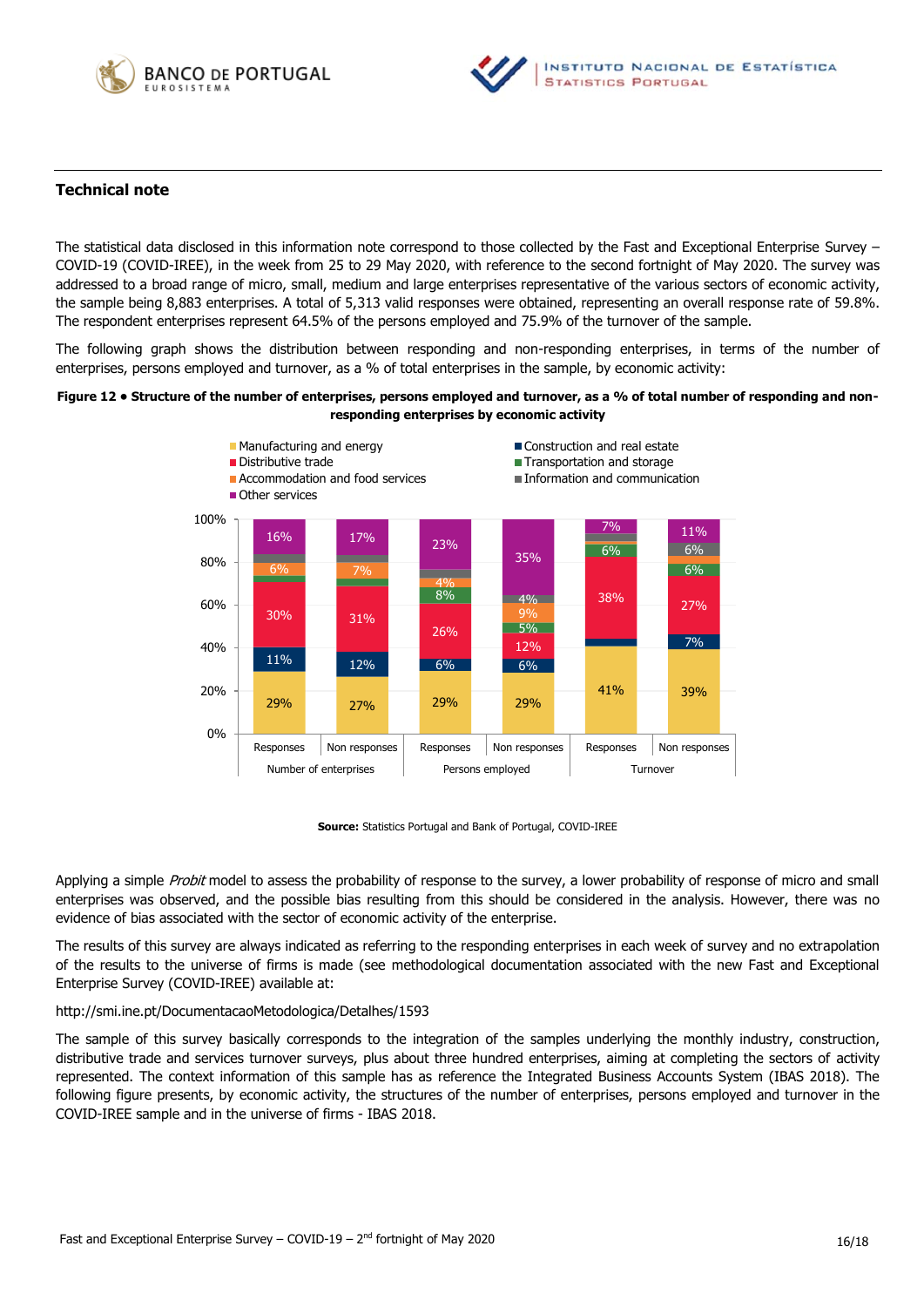## Technical note

The statistical data disclosed in this information note correspond to those collected by the Fast and Exceptional Enterprise Survey – COVID-19 (COVID-IREE), in the week from 25 to 29 May 2020, with reference to the second fortnight of May 2020. The survey was addressed to a broad range of micro, small, medium and large enterprises representative of the various sectors of economic activity, the sample being 8,883 enterprises. A total of 5,313 valid responses were obtained, representing an overall response rate of 59.8%. The respondent enterprises represent 64.5% of the persons employed and 75.9% of the turnover of the sample.

The following graph shows the distribution between responding and non-responding enterprises, in terms of the number of enterprises, persons employed and turnover, as a % of total enterprises in the sample, by economic activity:

**Figure 12 • Structure of the number of enterprises, persons employed and turnover, as a % of total number of responding and non-responding enterprises by economic activity**

| | Number of enterprises – Responses | Number of enterprises – Non responses | Persons employed – Responses | Persons employed – Non responses | Turnover – Responses | Turnover – Non responses |
|---|---|---|---|---|---|---|
| Manufacturing and energy | 29% | 27% | 29% | 29% | 41% | 39% |
| Construction and real estate | 11% | 12% | 6% | 6% | | 7% |
| Distributive trade | 30% | 31% | 26% | 12% | 38% | 27% |
| Transportation and storage | | | 8% | 5% | 6% | 6% |
| Accommodation and food services | 6% | 7% | 4% | 9% | | |
| Information and communication | | | | 4% | | 6% |
| Other services | 16% | 17% | 23% | 35% | 7% | 11% |

**Source:** Statistics Portugal and Bank of Portugal, COVID-IREE

Applying a simple *Probit* model to assess the probability of response to the survey, a lower probability of response of micro and small enterprises was observed, and the possible bias resulting from this should be considered in the analysis. However, there was no evidence of bias associated with the sector of economic activity of the enterprise.

The results of this survey are always indicated as referring to the responding enterprises in each week of survey and no extrapolation of the results to the universe of firms is made (see methodological documentation associated with the new Fast and Exceptional Enterprise Survey (COVID-IREE) available at:

http://smi.ine.pt/DocumentacaoMetodologica/Detalhes/1593

The sample of this survey basically corresponds to the integration of the samples underlying the monthly industry, construction, distributive trade and services turnover surveys, plus about three hundred enterprises, aiming at completing the sectors of activity represented. The context information of this sample has as reference the Integrated Business Accounts System (IBAS 2018). The following figure presents, by economic activity, the structures of the number of enterprises, persons employed and turnover in the COVID-IREE sample and in the universe of firms - IBAS 2018.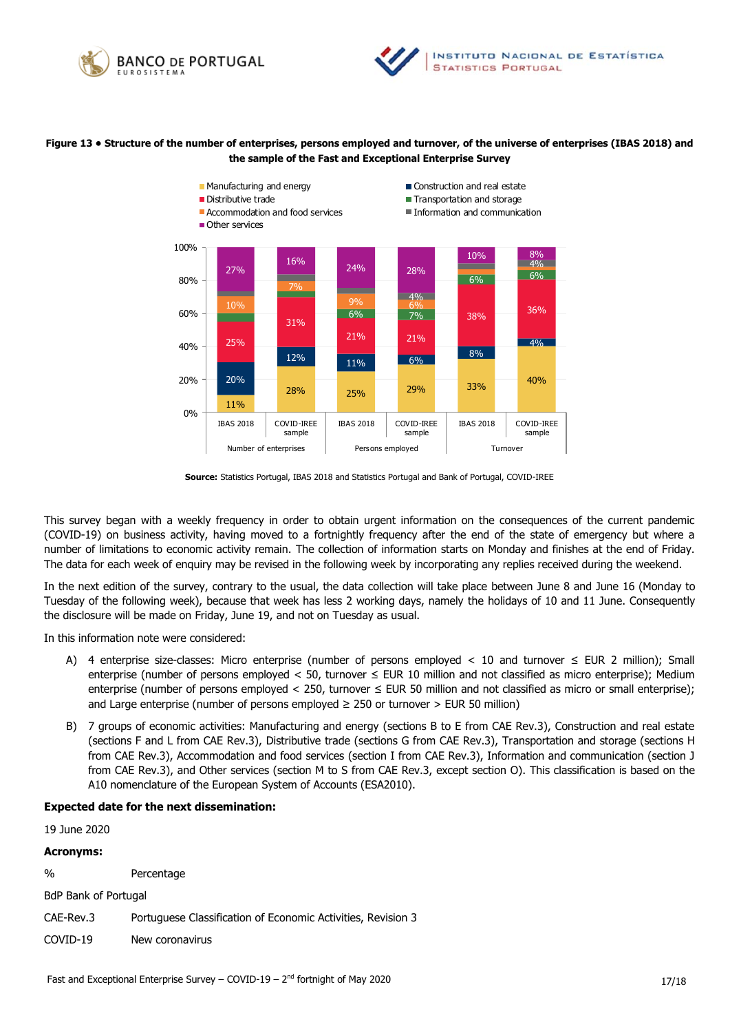**Figure 13 • Structure of the number of enterprises, persons employed and turnover, of the universe of enterprises (IBAS 2018) and the sample of the Fast and Exceptional Enterprise Survey**

**Source:** Statistics Portugal, IBAS 2018 and Statistics Portugal and Bank of Portugal, COVID-IREE

This survey began with a weekly frequency in order to obtain urgent information on the consequences of the current pandemic (COVID-19) on business activity, having moved to a fortnightly frequency after the end of the state of emergency but where a number of limitations to economic activity remain. The collection of information starts on Monday and finishes at the end of Friday. The data for each week of enquiry may be revised in the following week by incorporating any replies received during the weekend.

In the next edition of the survey, contrary to the usual, the data collection will take place between June 8 and June 16 (Monday to Tuesday of the following week), because that week has less 2 working days, namely the holidays of 10 and 11 June. Consequently the disclosure will be made on Friday, June 19, and not on Tuesday as usual.

In this information note were considered:

A) 4 enterprise size-classes: Micro enterprise (number of persons employed < 10 and turnover ≤ EUR 2 million); Small enterprise (number of persons employed < 50, turnover ≤ EUR 10 million and not classified as micro enterprise); Medium enterprise (number of persons employed < 250, turnover ≤ EUR 50 million and not classified as micro or small enterprise); and Large enterprise (number of persons employed ≥ 250 or turnover > EUR 50 million)

B) 7 groups of economic activities: Manufacturing and energy (sections B to E from CAE Rev.3), Construction and real estate (sections F and L from CAE Rev.3), Distributive trade (sections G from CAE Rev.3), Transportation and storage (sections H from CAE Rev.3), Accommodation and food services (section I from CAE Rev.3), Information and communication (section J from CAE Rev.3), and Other services (section M to S from CAE Rev.3, except section O). This classification is based on the A10 nomenclature of the European System of Accounts (ESA2010).

**Expected date for the next dissemination:**

19 June 2020

**Acronyms:**

| | |
|---|---|
| % | Percentage |
| BdP | Bank of Portugal |
| CAE-Rev.3 | Portuguese Classification of Economic Activities, Revision 3 |
| COVID-19 | New coronavirus |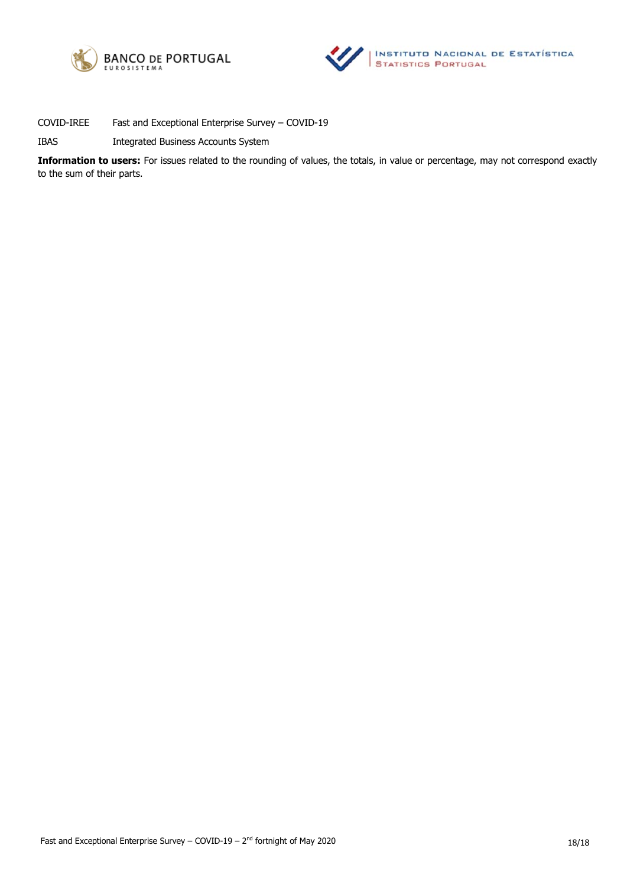| | |
|---|---|
| COVID-IREE | Fast and Exceptional Enterprise Survey – COVID-19 |
| IBAS | Integrated Business Accounts System |

**Information to users:** For issues related to the rounding of values, the totals, in value or percentage, may not correspond exactly to the sum of their parts.